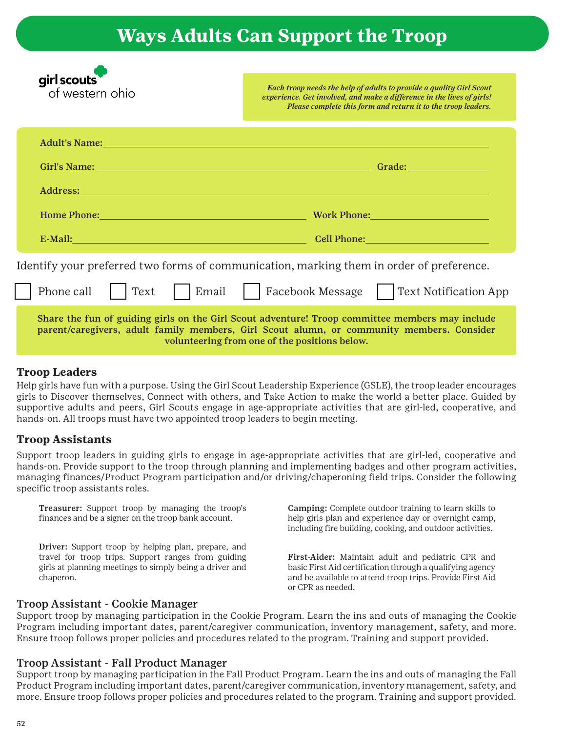# Ways Adults Can Support the Troop

girl scouts of western ohio

*Each troop needs the help of adults to provide a quality Girl Scout experience. Get involved, and make a difference in the lives of girls! Please complete this form and return it to the troop leaders.*

**Adult's Name:** ______________________________

**Girl's Name:** ______________________________ **Grade:** ____________

**Address:** ______________________________

**Home Phone:** ____________________ **Work Phone:** ____________________

**E-Mail:** ____________________ **Cell Phone:** ____________________

Identify your preferred two forms of communication, marking them in order of preference.

☐ Phone call ☐ Text ☐ Email ☐ Facebook Message ☐ Text Notification App

**Share the fun of guiding girls on the Girl Scout adventure! Troop committee members may include parent/caregivers, adult family members, Girl Scout alumn, or community members. Consider volunteering from one of the positions below.**

## Troop Leaders

Help girls have fun with a purpose. Using the Girl Scout Leadership Experience (GSLE), the troop leader encourages girls to Discover themselves, Connect with others, and Take Action to make the world a better place. Guided by supportive adults and peers, Girl Scouts engage in age-appropriate activities that are girl-led, cooperative, and hands-on. All troops must have two appointed troop leaders to begin meeting.

## Troop Assistants

Support troop leaders in guiding girls to engage in age-appropriate activities that are girl-led, cooperative and hands-on. Provide support to the troop through planning and implementing badges and other program activities, managing finances/Product Program participation and/or driving/chaperoning field trips. Consider the following specific troop assistants roles.

**Treasurer:** Support troop by managing the troop's finances and be a signer on the troop bank account.

**Driver:** Support troop by helping plan, prepare, and travel for troop trips. Support ranges from guiding girls at planning meetings to simply being a driver and chaperon.

**Camping:** Complete outdoor training to learn skills to help girls plan and experience day or overnight camp, including fire building, cooking, and outdoor activities.

**First-Aider:** Maintain adult and pediatric CPR and basic First Aid certification through a qualifying agency and be available to attend troop trips. Provide First Aid or CPR as needed.

## Troop Assistant - Cookie Manager

Support troop by managing participation in the Cookie Program. Learn the ins and outs of managing the Cookie Program including important dates, parent/caregiver communication, inventory management, safety, and more. Ensure troop follows proper policies and procedures related to the program. Training and support provided.

## Troop Assistant - Fall Product Manager

Support troop by managing participation in the Fall Product Program. Learn the ins and outs of managing the Fall Product Program including important dates, parent/caregiver communication, inventory management, safety, and more. Ensure troop follows proper policies and procedures related to the program. Training and support provided.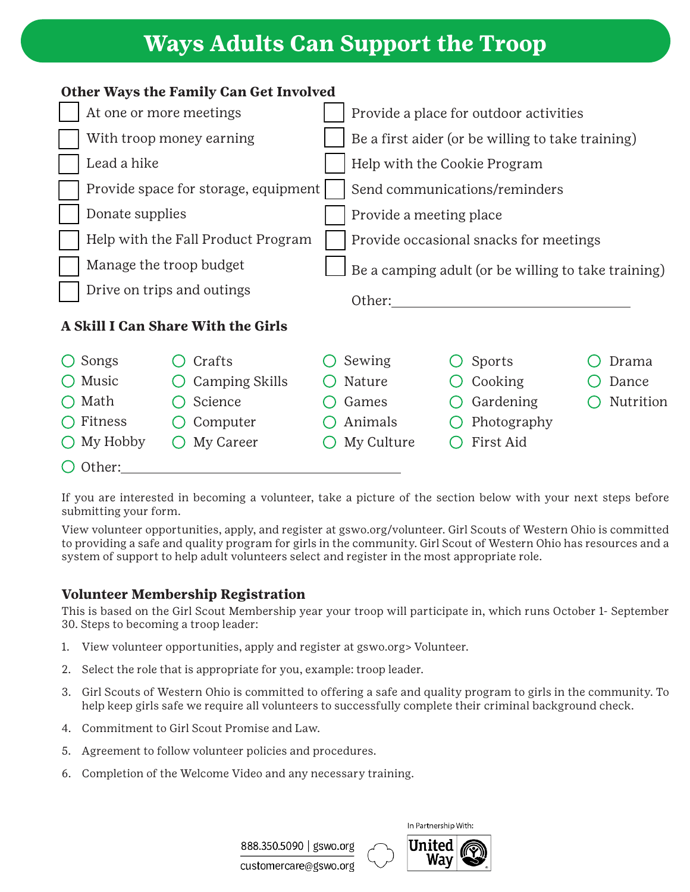# Ways Adults Can Support the Troop

**Other Ways the Family Can Get Involved**

- ☐ At one or more meetings
- ☐ With troop money earning
- ☐ Lead a hike
- ☐ Provide space for storage, equipment
- ☐ Donate supplies
- ☐ Help with the Fall Product Program
- ☐ Manage the troop budget
- ☐ Drive on trips and outings
- ☐ Provide a place for outdoor activities
- ☐ Be a first aider (or be willing to take training)
- ☐ Help with the Cookie Program
- ☐ Send communications/reminders
- ☐ Provide a meeting place
- ☐ Provide occasional snacks for meetings
- ☐ Be a camping adult (or be willing to take training)

Other:\_\_\_\_\_\_\_\_\_\_\_\_\_\_\_\_\_\_\_\_\_\_\_\_\_\_\_\_\_\_

**A Skill I Can Share With the Girls**

- ○ Songs
- ○ Music
- ○ Math
- ○ Fitness
- ○ My Hobby
- ○ Crafts
- ○ Camping Skills
- ○ Science
- ○ Computer
- ○ My Career
- ○ Sewing
- ○ Nature
- ○ Games
- ○ Animals
- ○ My Culture
- ○ Sports
- ○ Cooking
- ○ Gardening
- ○ Photography
- ○ First Aid
- ○ Drama
- ○ Dance
- ○ Nutrition
- ○ Other:\_\_\_\_\_\_\_\_\_\_\_\_\_\_\_\_\_\_\_\_\_\_\_\_\_\_\_\_\_\_\_\_\_\_\_\_

If you are interested in becoming a volunteer, take a picture of the section below with your next steps before submitting your form.

View volunteer opportunities, apply, and register at gswo.org/volunteer. Girl Scouts of Western Ohio is committed to providing a safe and quality program for girls in the community. Girl Scout of Western Ohio has resources and a system of support to help adult volunteers select and register in the most appropriate role.

**Volunteer Membership Registration**

This is based on the Girl Scout Membership year your troop will participate in, which runs October 1- September 30. Steps to becoming a troop leader:

1. View volunteer opportunities, apply and register at gswo.org> Volunteer.
2. Select the role that is appropriate for you, example: troop leader.
3. Girl Scouts of Western Ohio is committed to offering a safe and quality program to girls in the community. To help keep girls safe we require all volunteers to successfully complete their criminal background check.
4. Commitment to Girl Scout Promise and Law.
5. Agreement to follow volunteer policies and procedures.
6. Completion of the Welcome Video and any necessary training.

888.350.5090 | gswo.org
customercare@gswo.org

In Partnership With:
United Way